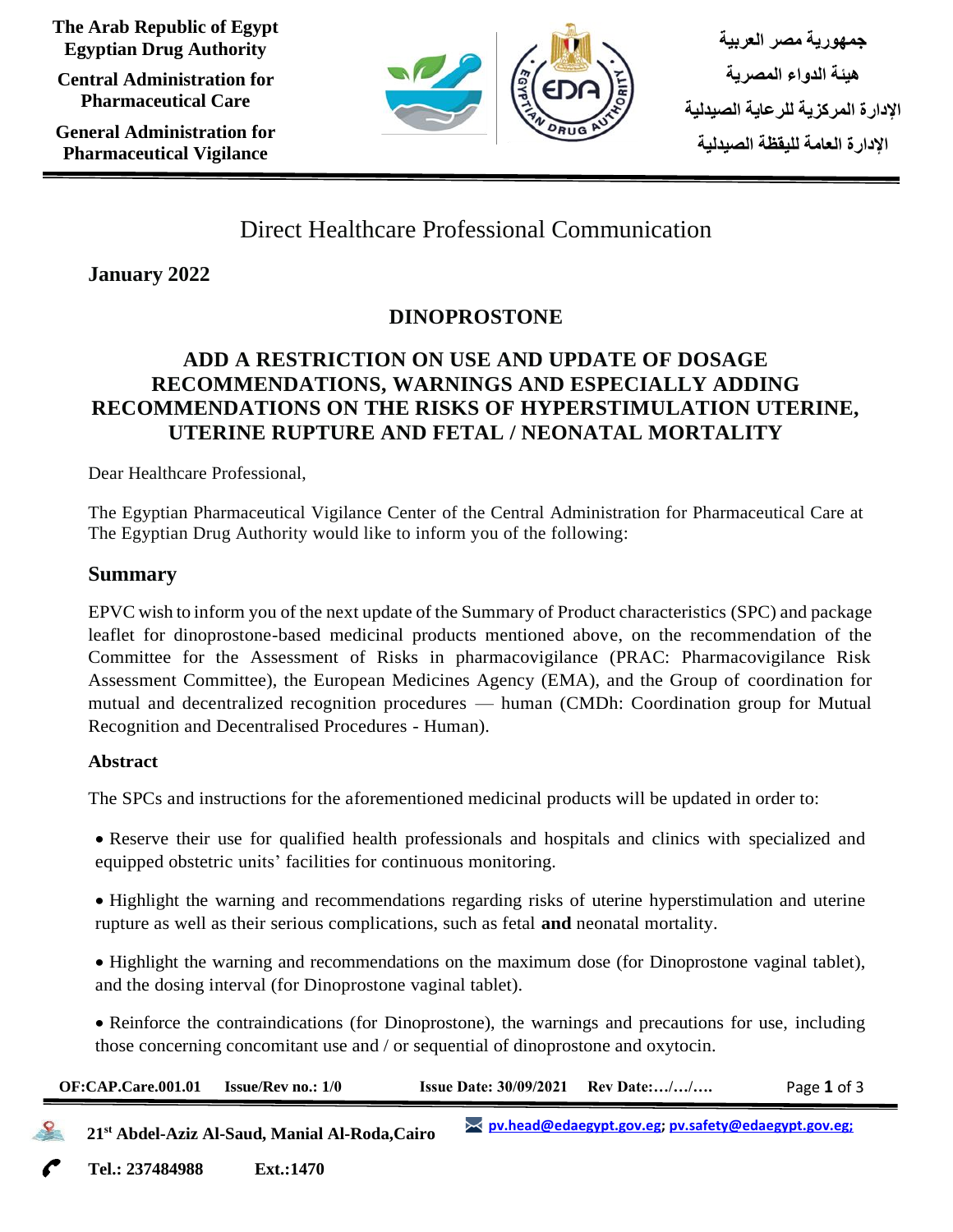The Arab Republic of Egypt
Egyptian Drug Authority

Central Administration for Pharmaceutical Care

General Administration for Pharmaceutical Vigilance

جمهورية مصر العربية
هيئة الدواء المصرية
الإدارة المركزية للرعاية الصيدلية
الإدارة العامة لليقظة الصيدلية

# Direct Healthcare Professional Communication

**January 2022**

## DINOPROSTONE

## ADD A RESTRICTION ON USE AND UPDATE OF DOSAGE RECOMMENDATIONS, WARNINGS AND ESPECIALLY ADDING RECOMMENDATIONS ON THE RISKS OF HYPERSTIMULATION UTERINE, UTERINE RUPTURE AND FETAL / NEONATAL MORTALITY

Dear Healthcare Professional,

The Egyptian Pharmaceutical Vigilance Center of the Central Administration for Pharmaceutical Care at The Egyptian Drug Authority would like to inform you of the following:

## Summary

EPVC wish to inform you of the next update of the Summary of Product characteristics (SPC) and package leaflet for dinoprostone-based medicinal products mentioned above, on the recommendation of the Committee for the Assessment of Risks in pharmacovigilance (PRAC: Pharmacovigilance Risk Assessment Committee), the European Medicines Agency (EMA), and the Group of coordination for mutual and decentralized recognition procedures — human (CMDh: Coordination group for Mutual Recognition and Decentralised Procedures - Human).

### Abstract

The SPCs and instructions for the aforementioned medicinal products will be updated in order to:

- Reserve their use for qualified health professionals and hospitals and clinics with specialized and equipped obstetric units' facilities for continuous monitoring.
- Highlight the warning and recommendations regarding risks of uterine hyperstimulation and uterine rupture as well as their serious complications, such as fetal **and** neonatal mortality.
- Highlight the warning and recommendations on the maximum dose (for Dinoprostone vaginal tablet), and the dosing interval (for Dinoprostone vaginal tablet).
- Reinforce the contraindications (for Dinoprostone), the warnings and precautions for use, including those concerning concomitant use and / or sequential of dinoprostone and oxytocin.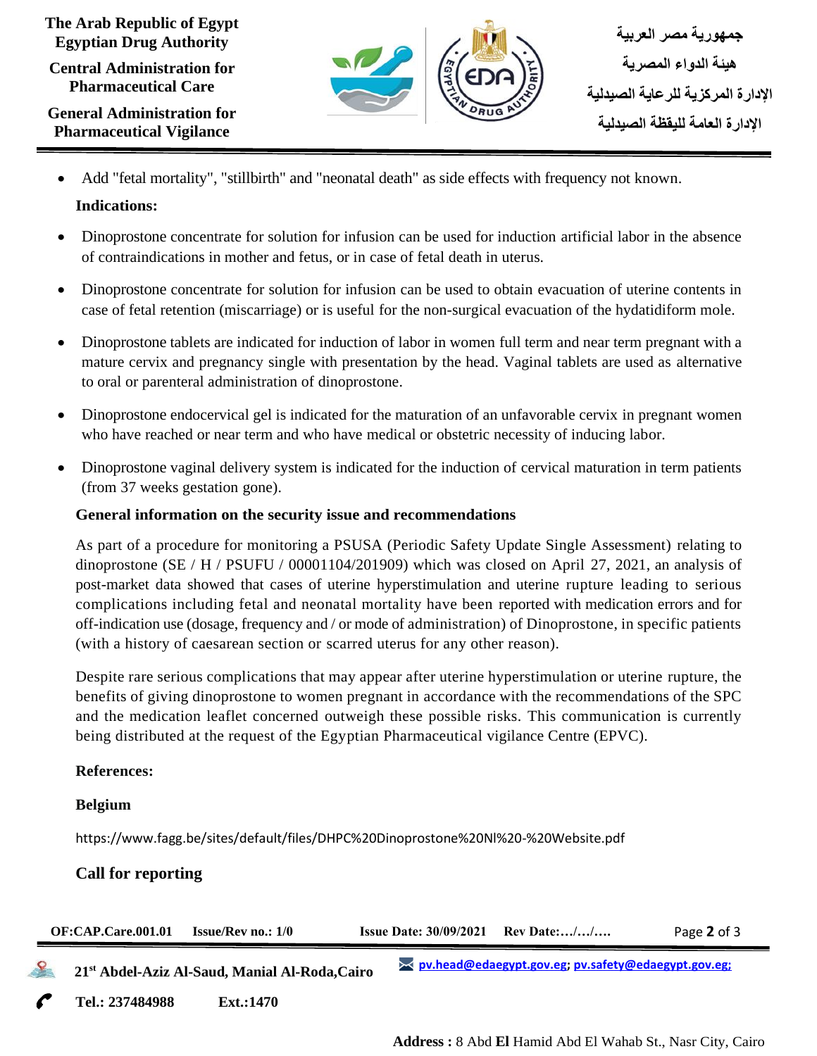- Add "fetal mortality", "stillbirth" and "neonatal death" as side effects with frequency not known.

**Indications:**

- Dinoprostone concentrate for solution for infusion can be used for induction artificial labor in the absence of contraindications in mother and fetus, or in case of fetal death in uterus.
- Dinoprostone concentrate for solution for infusion can be used to obtain evacuation of uterine contents in case of fetal retention (miscarriage) or is useful for the non-surgical evacuation of the hydatidiform mole.
- Dinoprostone tablets are indicated for induction of labor in women full term and near term pregnant with a mature cervix and pregnancy single with presentation by the head. Vaginal tablets are used as alternative to oral or parenteral administration of dinoprostone.
- Dinoprostone endocervical gel is indicated for the maturation of an unfavorable cervix in pregnant women who have reached or near term and who have medical or obstetric necessity of inducing labor.
- Dinoprostone vaginal delivery system is indicated for the induction of cervical maturation in term patients (from 37 weeks gestation gone).

**General information on the security issue and recommendations**

As part of a procedure for monitoring a PSUSA (Periodic Safety Update Single Assessment) relating to dinoprostone (SE / H / PSUFU / 00001104/201909) which was closed on April 27, 2021, an analysis of post-market data showed that cases of uterine hyperstimulation and uterine rupture leading to serious complications including fetal and neonatal mortality have been reported with medication errors and for off-indication use (dosage, frequency and / or mode of administration) of Dinoprostone, in specific patients (with a history of caesarean section or scarred uterus for any other reason).

Despite rare serious complications that may appear after uterine hyperstimulation or uterine rupture, the benefits of giving dinoprostone to women pregnant in accordance with the recommendations of the SPC and the medication leaflet concerned outweigh these possible risks. This communication is currently being distributed at the request of the Egyptian Pharmaceutical vigilance Centre (EPVC).

**References:**

**Belgium**

https://www.fagg.be/sites/default/files/DHPC%20Dinoprostone%20Nl%20-%20Website.pdf

**Call for reporting**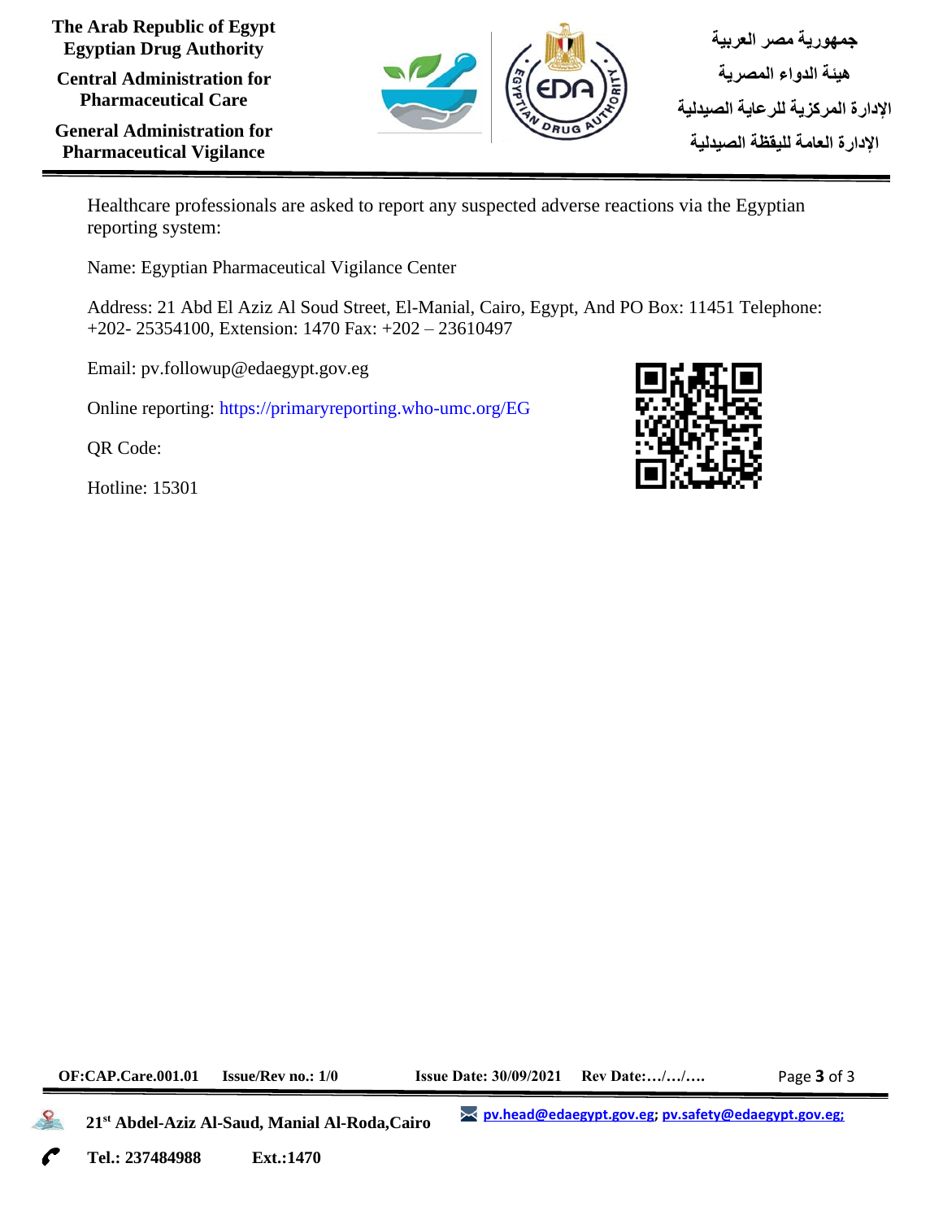Healthcare professionals are asked to report any suspected adverse reactions via the Egyptian reporting system:

Name: Egyptian Pharmaceutical Vigilance Center

Address: 21 Abd El Aziz Al Soud Street, El-Manial, Cairo, Egypt, And PO Box: 11451 Telephone: +202- 25354100, Extension: 1470 Fax: +202 – 23610497

Email: pv.followup@edaegypt.gov.eg

Online reporting: https://primaryreporting.who-umc.org/EG

QR Code:

Hotline: 15301